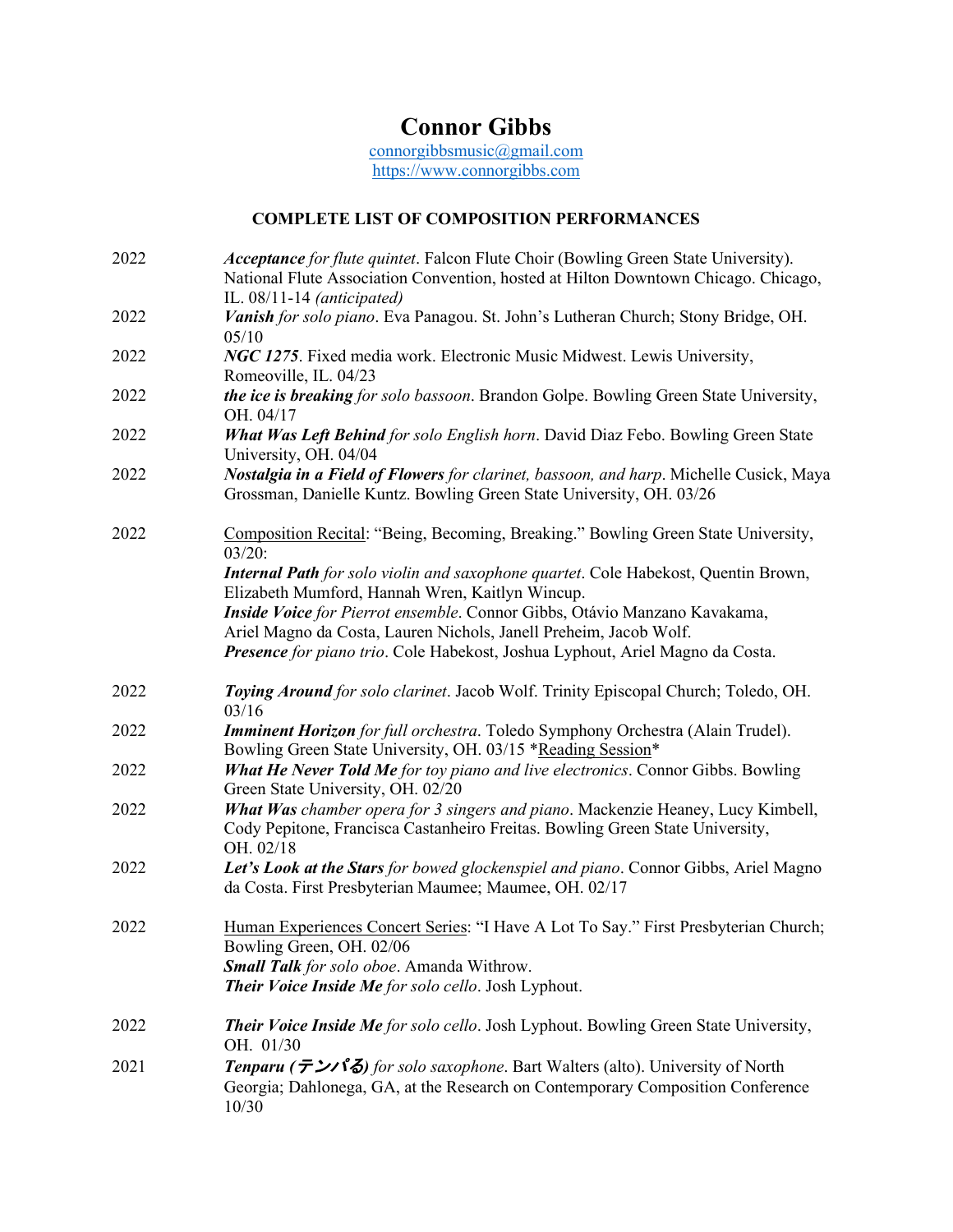# Connor Gibbs

connorgibbsmusic@gmail.com
https://www.connorgibbs.com

## COMPLETE LIST OF COMPOSITION PERFORMANCES

2022 — ***Acceptance*** *for flute quintet*. Falcon Flute Choir (Bowling Green State University). National Flute Association Convention, hosted at Hilton Downtown Chicago. Chicago, IL. 08/11-14 *(anticipated)*

2022 — ***Vanish*** *for solo piano*. Eva Panagou. St. John's Lutheran Church; Stony Bridge, OH. 05/10

2022 — ***NGC 1275***. Fixed media work. Electronic Music Midwest. Lewis University, Romeoville, IL. 04/23

2022 — ***the ice is breaking*** *for solo bassoon*. Brandon Golpe. Bowling Green State University, OH. 04/17

2022 — ***What Was Left Behind*** *for solo English horn*. David Diaz Febo. Bowling Green State University, OH. 04/04

2022 — ***Nostalgia in a Field of Flowers*** *for clarinet, bassoon, and harp*. Michelle Cusick, Maya Grossman, Danielle Kuntz. Bowling Green State University, OH. 03/26

2022 — Composition Recital: "Being, Becoming, Breaking." Bowling Green State University, 03/20:
***Internal Path*** *for solo violin and saxophone quartet*. Cole Habekost, Quentin Brown, Elizabeth Mumford, Hannah Wren, Kaitlyn Wincup.
***Inside Voice*** *for Pierrot ensemble*. Connor Gibbs, Otávio Manzano Kavakama, Ariel Magno da Costa, Lauren Nichols, Janell Preheim, Jacob Wolf.
***Presence*** *for piano trio*. Cole Habekost, Joshua Lyphout, Ariel Magno da Costa.

2022 — ***Toying Around*** *for solo clarinet*. Jacob Wolf. Trinity Episcopal Church; Toledo, OH. 03/16

2022 — ***Imminent Horizon*** *for full orchestra*. Toledo Symphony Orchestra (Alain Trudel). Bowling Green State University, OH. 03/15 *Reading Session*

2022 — ***What He Never Told Me*** *for toy piano and live electronics*. Connor Gibbs. Bowling Green State University, OH. 02/20

2022 — ***What Was*** *chamber opera for 3 singers and piano*. Mackenzie Heaney, Lucy Kimbell, Cody Pepitone, Francisca Castanheiro Freitas. Bowling Green State University, OH. 02/18

2022 — ***Let's Look at the Stars*** *for bowed glockenspiel and piano*. Connor Gibbs, Ariel Magno da Costa. First Presbyterian Maumee; Maumee, OH. 02/17

2022 — Human Experiences Concert Series: "I Have A Lot To Say." First Presbyterian Church; Bowling Green, OH. 02/06
***Small Talk*** *for solo oboe*. Amanda Withrow.
***Their Voice Inside Me*** *for solo cello*. Josh Lyphout.

2022 — ***Their Voice Inside Me*** *for solo cello*. Josh Lyphout. Bowling Green State University, OH. 01/30

2021 — ***Tenparu (テンパる)*** *for solo saxophone*. Bart Walters (alto). University of North Georgia; Dahlonega, GA, at the Research on Contemporary Composition Conference 10/30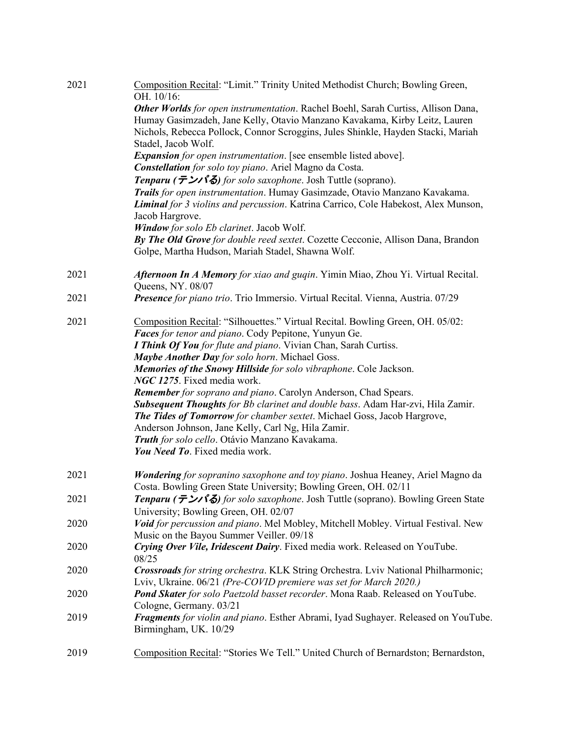2021 Composition Recital: "Limit." Trinity United Methodist Church; Bowling Green, OH. 10/16:

***Other Worlds** for open instrumentation*. Rachel Boehl, Sarah Curtiss, Allison Dana, Humay Gasimzadeh, Jane Kelly, Otavio Manzano Kavakama, Kirby Leitz, Lauren Nichols, Rebecca Pollock, Connor Scroggins, Jules Shinkle, Hayden Stacki, Mariah Stadel, Jacob Wolf.

***Expansion** for open instrumentation*. [see ensemble listed above].

***Constellation** for solo toy piano*. Ariel Magno da Costa.

***Tenparu (テンパる)** for solo saxophone*. Josh Tuttle (soprano).

***Trails** for open instrumentation*. Humay Gasimzade, Otavio Manzano Kavakama.

***Liminal** for 3 violins and percussion*. Katrina Carrico, Cole Habekost, Alex Munson, Jacob Hargrove.

***Window** for solo Eb clarinet*. Jacob Wolf.

***By The Old Grove** for double reed sextet*. Cozette Cecconie, Allison Dana, Brandon Golpe, Martha Hudson, Mariah Stadel, Shawna Wolf.

2021 ***Afternoon In A Memory** for xiao and guqin*. Yimin Miao, Zhou Yi. Virtual Recital. Queens, NY. 08/07

2021 ***Presence** for piano trio*. Trio Immersio. Virtual Recital. Vienna, Austria. 07/29

2021 Composition Recital: "Silhouettes." Virtual Recital. Bowling Green, OH. 05/02:

***Faces** for tenor and piano*. Cody Pepitone, Yunyun Ge.

***I Think Of You** for flute and piano*. Vivian Chan, Sarah Curtiss.

***Maybe Another Day** for solo horn*. Michael Goss.

***Memories of the Snowy Hillside** for solo vibraphone*. Cole Jackson.

***NGC 1275***. Fixed media work.

***Remember** for soprano and piano*. Carolyn Anderson, Chad Spears.

***Subsequent Thoughts** for Bb clarinet and double bass*. Adam Har-zvi, Hila Zamir.

***The Tides of Tomorrow** for chamber sextet*. Michael Goss, Jacob Hargrove, Anderson Johnson, Jane Kelly, Carl Ng, Hila Zamir.

***Truth** for solo cello*. Otávio Manzano Kavakama.

***You Need To***. Fixed media work.

2021 ***Wondering** for sopranino saxophone and toy piano*. Joshua Heaney, Ariel Magno da Costa. Bowling Green State University; Bowling Green, OH. 02/11

2021 ***Tenparu (テンパる)** for solo saxophone*. Josh Tuttle (soprano). Bowling Green State University; Bowling Green, OH. 02/07

2020 ***Void** for percussion and piano*. Mel Mobley, Mitchell Mobley. Virtual Festival. New Music on the Bayou Summer Veiller. 09/18

2020 ***Crying Over Vile, Iridescent Dairy***. Fixed media work. Released on YouTube. 08/25

2020 ***Crossroads** for string orchestra*. KLK String Orchestra. Lviv National Philharmonic; Lviv, Ukraine. 06/21 *(Pre-COVID premiere was set for March 2020.)*

2020 ***Pond Skater** for solo Paetzold basset recorder*. Mona Raab. Released on YouTube. Cologne, Germany. 03/21

2019 ***Fragments** for violin and piano*. Esther Abrami, Iyad Sughayer. Released on YouTube. Birmingham, UK. 10/29

2019 Composition Recital: "Stories We Tell." United Church of Bernardston; Bernardston,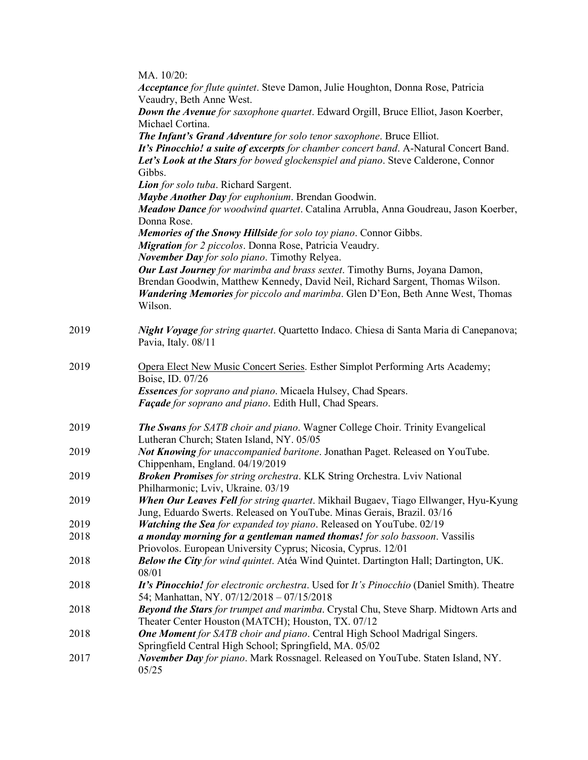MA. 10/20:

***Acceptance** for flute quintet*. Steve Damon, Julie Houghton, Donna Rose, Patricia Veaudry, Beth Anne West.

***Down the Avenue** for saxophone quartet*. Edward Orgill, Bruce Elliot, Jason Koerber, Michael Cortina.

***The Infant's Grand Adventure** for solo tenor saxophone*. Bruce Elliot.

***It's Pinocchio! a suite of excerpts** for chamber concert band*. A-Natural Concert Band.

***Let's Look at the Stars** for bowed glockenspiel and piano*. Steve Calderone, Connor Gibbs.

***Lion** for solo tuba*. Richard Sargent.

***Maybe Another Day** for euphonium*. Brendan Goodwin.

***Meadow Dance** for woodwind quartet*. Catalina Arrubla, Anna Goudreau, Jason Koerber, Donna Rose.

***Memories of the Snowy Hillside** for solo toy piano*. Connor Gibbs.

***Migration** for 2 piccolos*. Donna Rose, Patricia Veaudry.

***November Day** for solo piano*. Timothy Relyea.

***Our Last Journey** for marimba and brass sextet*. Timothy Burns, Joyana Damon, Brendan Goodwin, Matthew Kennedy, David Neil, Richard Sargent, Thomas Wilson.

***Wandering Memories** for piccolo and marimba*. Glen D'Eon, Beth Anne West, Thomas Wilson.

2019 ***Night Voyage** for string quartet*. Quartetto Indaco. Chiesa di Santa Maria di Canepanova; Pavia, Italy. 08/11

2019 Opera Elect New Music Concert Series. Esther Simplot Performing Arts Academy; Boise, ID. 07/26

***Essences** for soprano and piano*. Micaela Hulsey, Chad Spears.

***Façade** for soprano and piano*. Edith Hull, Chad Spears.

2019 ***The Swans** for SATB choir and piano*. Wagner College Choir. Trinity Evangelical Lutheran Church; Staten Island, NY. 05/05

2019 ***Not Knowing** for unaccompanied baritone*. Jonathan Paget. Released on YouTube. Chippenham, England. 04/19/2019

2019 ***Broken Promises** for string orchestra*. KLK String Orchestra. Lviv National Philharmonic; Lviv, Ukraine. 03/19

2019 ***When Our Leaves Fell** for string quartet*. Mikhail Bugaev, Tiago Ellwanger, Hyu-Kyung Jung, Eduardo Swerts. Released on YouTube. Minas Gerais, Brazil. 03/16

2019 ***Watching the Sea** for expanded toy piano*. Released on YouTube. 02/19

2018 ***a monday morning for a gentleman named thomas!** for solo bassoon*. Vassilis Priovolos. European University Cyprus; Nicosia, Cyprus. 12/01

2018 ***Below the City** for wind quintet*. Atéa Wind Quintet. Dartington Hall; Dartington, UK. 08/01

2018 ***It's Pinocchio!** for electronic orchestra*. Used for *It's Pinocchio* (Daniel Smith). Theatre 54; Manhattan, NY. 07/12/2018 – 07/15/2018

2018 ***Beyond the Stars** for trumpet and marimba*. Crystal Chu, Steve Sharp. Midtown Arts and Theater Center Houston (MATCH); Houston, TX. 07/12

2018 ***One Moment** for SATB choir and piano*. Central High School Madrigal Singers. Springfield Central High School; Springfield, MA. 05/02

2017 ***November Day** for piano*. Mark Rossnagel. Released on YouTube. Staten Island, NY. 05/25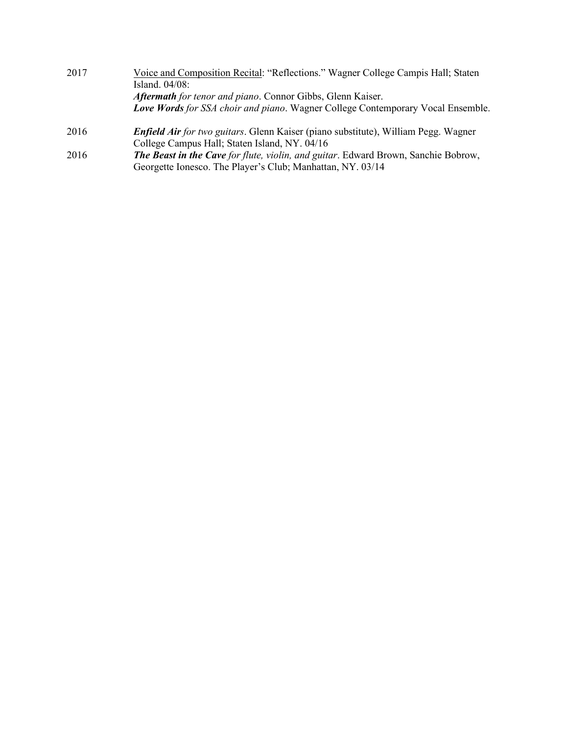2017 Voice and Composition Recital: "Reflections." Wagner College Campis Hall; Staten Island. 04/08:
***Aftermath*** *for tenor and piano*. Connor Gibbs, Glenn Kaiser.
***Love Words*** *for SSA choir and piano*. Wagner College Contemporary Vocal Ensemble.

2016 ***Enfield Air*** *for two guitars*. Glenn Kaiser (piano substitute), William Pegg. Wagner College Campus Hall; Staten Island, NY. 04/16

2016 ***The Beast in the Cave*** *for flute, violin, and guitar*. Edward Brown, Sanchie Bobrow, Georgette Ionesco. The Player's Club; Manhattan, NY. 03/14